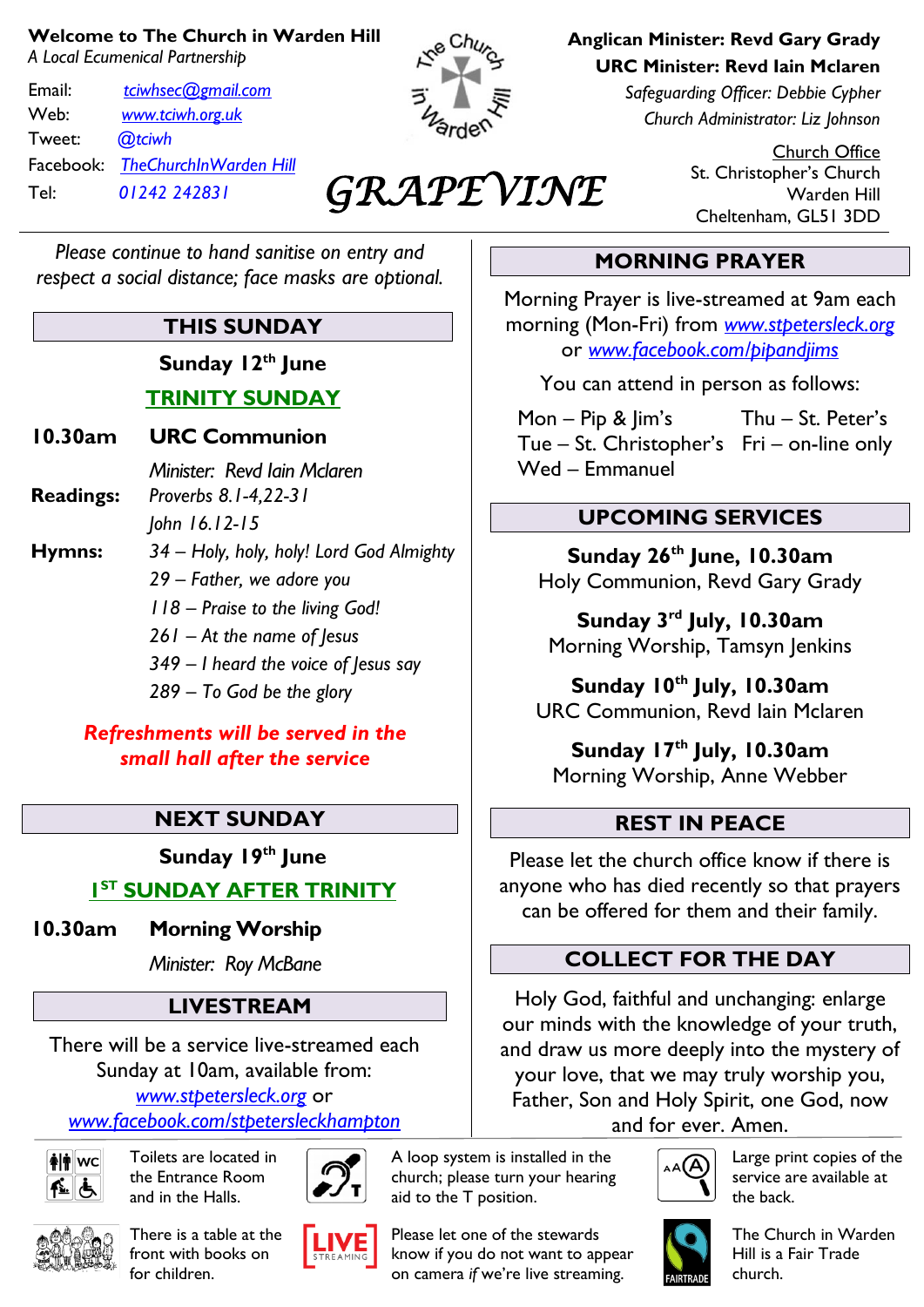**Welcome to The Church in Warden Hill**
*A Local Ecumenical Partnership*

Email: tciwhsec@gmail.com
Web: www.tciwh.org.uk
Tweet: @tciwh
Facebook: TheChurchInWarden Hill
Tel: 01242 242831

# GRAPEVINE

**Anglican Minister: Revd Gary Grady**
**URC Minister: Revd Iain Mclaren**
*Safeguarding Officer: Debbie Cypher*
*Church Administrator: Liz Johnson*

Church Office
St. Christopher's Church
Warden Hill
Cheltenham, GL51 3DD

*Please continue to hand sanitise on entry and respect a social distance; face masks are optional.*

## THIS SUNDAY

**Sunday 12th June**

**TRINITY SUNDAY**

**10.30am URC Communion**

*Minister: Revd Iain Mclaren*

**Readings:** *Proverbs 8.1-4,22-31*
*John 16.12-15*

**Hymns:**
*34 – Holy, holy, holy! Lord God Almighty*
*29 – Father, we adore you*
*118 – Praise to the living God!*
*261 – At the name of Jesus*
*349 – I heard the voice of Jesus say*
*289 – To God be the glory*

***Refreshments will be served in the small hall after the service***

## NEXT SUNDAY

**Sunday 19th June**

**1ST SUNDAY AFTER TRINITY**

**10.30am Morning Worship**

*Minister: Roy McBane*

## LIVESTREAM

There will be a service live-streamed each Sunday at 10am, available from:
www.stpetersleck.org or
www.facebook.com/stpeterssleckhampton

## MORNING PRAYER

Morning Prayer is live-streamed at 9am each morning (Mon-Fri) from www.stpetersleck.org or www.facebook.com/pipandjims

You can attend in person as follows:

Mon – Pip & Jim's
Tue – St. Christopher's
Wed – Emmanuel
Thu – St. Peter's
Fri – on-line only

## UPCOMING SERVICES

**Sunday 26th June, 10.30am**
Holy Communion, Revd Gary Grady

**Sunday 3rd July, 10.30am**
Morning Worship, Tamsyn Jenkins

**Sunday 10th July, 10.30am**
URC Communion, Revd Iain Mclaren

**Sunday 17th July, 10.30am**
Morning Worship, Anne Webber

## REST IN PEACE

Please let the church office know if there is anyone who has died recently so that prayers can be offered for them and their family.

## COLLECT FOR THE DAY

Holy God, faithful and unchanging: enlarge our minds with the knowledge of your truth, and draw us more deeply into the mystery of your love, that we may truly worship you, Father, Son and Holy Spirit, one God, now and for ever. Amen.

Toilets are located in the Entrance Room and in the Halls.

A loop system is installed in the church; please turn your hearing aid to the T position.

Large print copies of the service are available at the back.

There is a table at the front with books on for children.

Please let one of the stewards know if you do not want to appear on camera *if* we're live streaming.

The Church in Warden Hill is a Fair Trade church.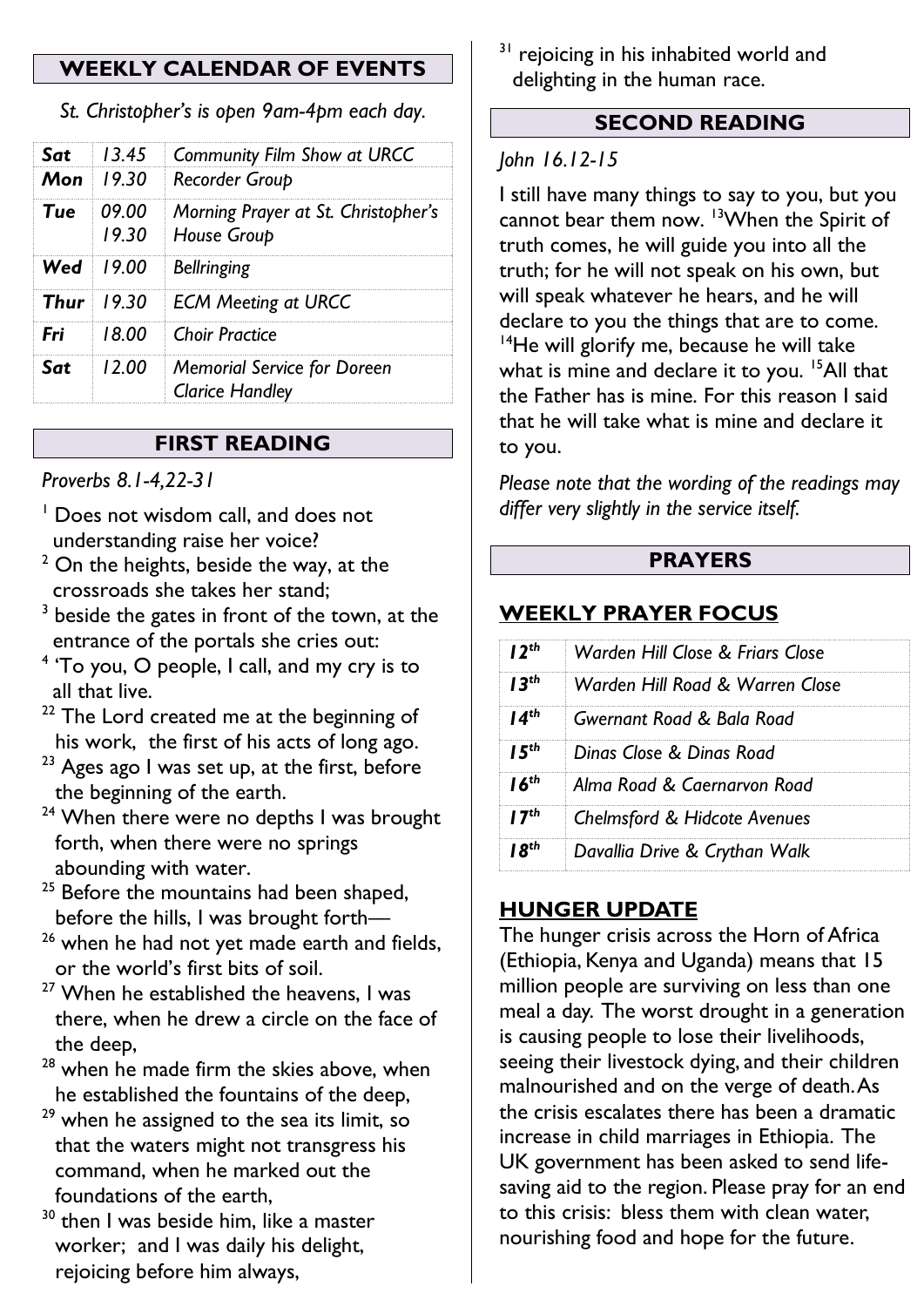## WEEKLY CALENDAR OF EVENTS

*St. Christopher's is open 9am-4pm each day.*

| | | |
|---|---|---|
| **Sat** | 13.45 | Community Film Show at URCC |
| **Mon** | 19.30 | Recorder Group |
| **Tue** | 09.00<br>19.30 | Morning Prayer at St. Christopher's<br>House Group |
| **Wed** | 19.00 | Bellringing |
| **Thur** | 19.30 | ECM Meeting at URCC |
| **Fri** | 18.00 | Choir Practice |
| **Sat** | 12.00 | Memorial Service for Doreen Clarice Handley |

## FIRST READING

*Proverbs 8.1-4,22-31*

[1] Does not wisdom call, and does not understanding raise her voice?
[2] On the heights, beside the way, at the crossroads she takes her stand;
[3] beside the gates in front of the town, at the entrance of the portals she cries out:
[4] 'To you, O people, I call, and my cry is to all that live.
[22] The Lord created me at the beginning of his work, the first of his acts of long ago.
[23] Ages ago I was set up, at the first, before the beginning of the earth.
[24] When there were no depths I was brought forth, when there were no springs abounding with water.
[25] Before the mountains had been shaped, before the hills, I was brought forth—
[26] when he had not yet made earth and fields, or the world's first bits of soil.
[27] When he established the heavens, I was there, when he drew a circle on the face of the deep,
[28] when he made firm the skies above, when he established the fountains of the deep,
[29] when he assigned to the sea its limit, so that the waters might not transgress his command, when he marked out the foundations of the earth,
[30] then I was beside him, like a master worker; and I was daily his delight, rejoicing before him always,
[31] rejoicing in his inhabited world and delighting in the human race.

## SECOND READING

*John 16.12-15*

I still have many things to say to you, but you cannot bear them now. [13]When the Spirit of truth comes, he will guide you into all the truth; for he will not speak on his own, but will speak whatever he hears, and he will declare to you the things that are to come. [14]He will glorify me, because he will take what is mine and declare it to you. [15]All that the Father has is mine. For this reason I said that he will take what is mine and declare it to you.

*Please note that the wording of the readings may differ very slightly in the service itself.*

## PRAYERS

### WEEKLY PRAYER FOCUS

| | |
|---|---|
| **12th** | Warden Hill Close & Friars Close |
| **13th** | Warden Hill Road & Warren Close |
| **14th** | Gwernant Road & Bala Road |
| **15th** | Dinas Close & Dinas Road |
| **16th** | Alma Road & Caernarvon Road |
| **17th** | Chelmsford & Hidcote Avenues |
| **18th** | Davallia Drive & Crythan Walk |

### HUNGER UPDATE

The hunger crisis across the Horn of Africa (Ethiopia, Kenya and Uganda) means that 15 million people are surviving on less than one meal a day. The worst drought in a generation is causing people to lose their livelihoods, seeing their livestock dying, and their children malnourished and on the verge of death. As the crisis escalates there has been a dramatic increase in child marriages in Ethiopia. The UK government has been asked to send life-saving aid to the region. Please pray for an end to this crisis: bless them with clean water, nourishing food and hope for the future.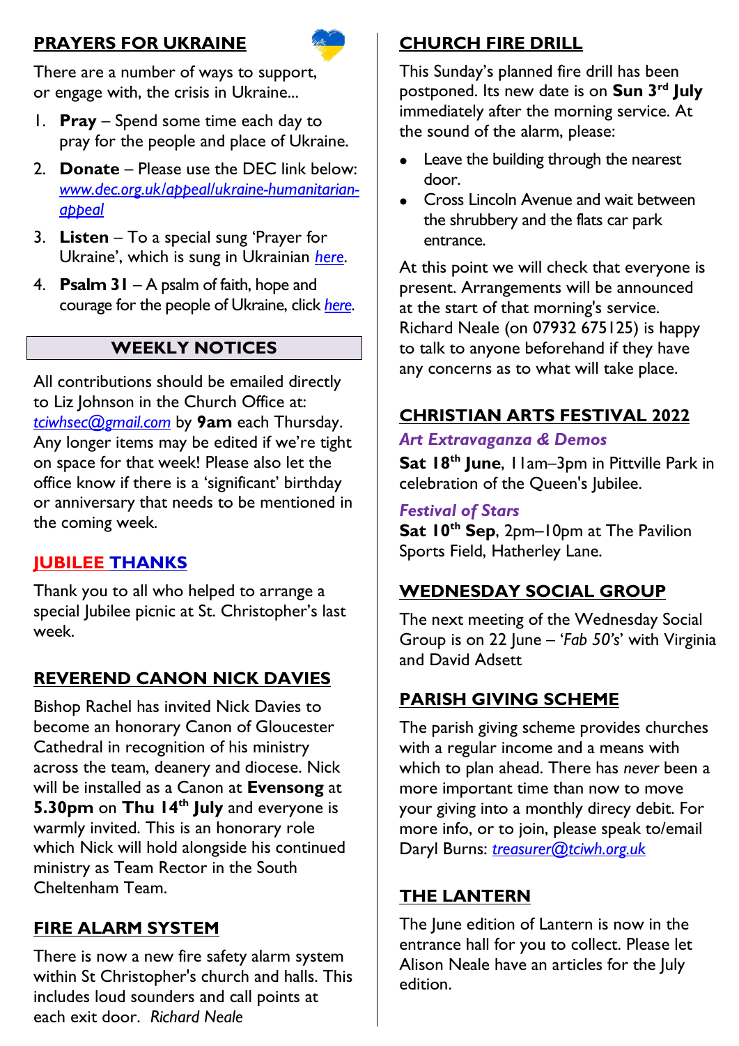## PRAYERS FOR UKRAINE

There are a number of ways to support, or engage with, the crisis in Ukraine...

1. **Pray** – Spend some time each day to pray for the people and place of Ukraine.
2. **Donate** – Please use the DEC link below: *www.dec.org.uk/appeal/ukraine-humanitarian-appeal*
3. **Listen** – To a special sung 'Prayer for Ukraine', which is sung in Ukrainian *here*.
4. **Psalm 31** – A psalm of faith, hope and courage for the people of Ukraine, click *here*.

## WEEKLY NOTICES

All contributions should be emailed directly to Liz Johnson in the Church Office at: *tciwhsec@gmail.com* by **9am** each Thursday. Any longer items may be edited if we're tight on space for that week! Please also let the office know if there is a 'significant' birthday or anniversary that needs to be mentioned in the coming week.

## JUBILEE THANKS

Thank you to all who helped to arrange a special Jubilee picnic at St. Christopher's last week.

## REVEREND CANON NICK DAVIES

Bishop Rachel has invited Nick Davies to become an honorary Canon of Gloucester Cathedral in recognition of his ministry across the team, deanery and diocese. Nick will be installed as a Canon at **Evensong** at **5.30pm** on **Thu 14th July** and everyone is warmly invited. This is an honorary role which Nick will hold alongside his continued ministry as Team Rector in the South Cheltenham Team.

## FIRE ALARM SYSTEM

There is now a new fire safety alarm system within St Christopher's church and halls. This includes loud sounders and call points at each exit door. *Richard Neale*

## CHURCH FIRE DRILL

This Sunday's planned fire drill has been postponed. Its new date is on **Sun 3rd July** immediately after the morning service. At the sound of the alarm, please:

- Leave the building through the nearest door.
- Cross Lincoln Avenue and wait between the shrubbery and the flats car park entrance.

At this point we will check that everyone is present. Arrangements will be announced at the start of that morning's service. Richard Neale (on 07932 675125) is happy to talk to anyone beforehand if they have any concerns as to what will take place.

## CHRISTIAN ARTS FESTIVAL 2022

***Art Extravaganza & Demos***

**Sat 18th June**, 11am–3pm in Pittville Park in celebration of the Queen's Jubilee.

***Festival of Stars***

**Sat 10th Sep**, 2pm–10pm at The Pavilion Sports Field, Hatherley Lane.

## WEDNESDAY SOCIAL GROUP

The next meeting of the Wednesday Social Group is on 22 June – '*Fab 50's*' with Virginia and David Adsett

## PARISH GIVING SCHEME

The parish giving scheme provides churches with a regular income and a means with which to plan ahead. There has *never* been a more important time than now to move your giving into a monthly direcy debit. For more info, or to join, please speak to/email Daryl Burns: *treasurer@tciwh.org.uk*

## THE LANTERN

The June edition of Lantern is now in the entrance hall for you to collect. Please let Alison Neale have an articles for the July edition.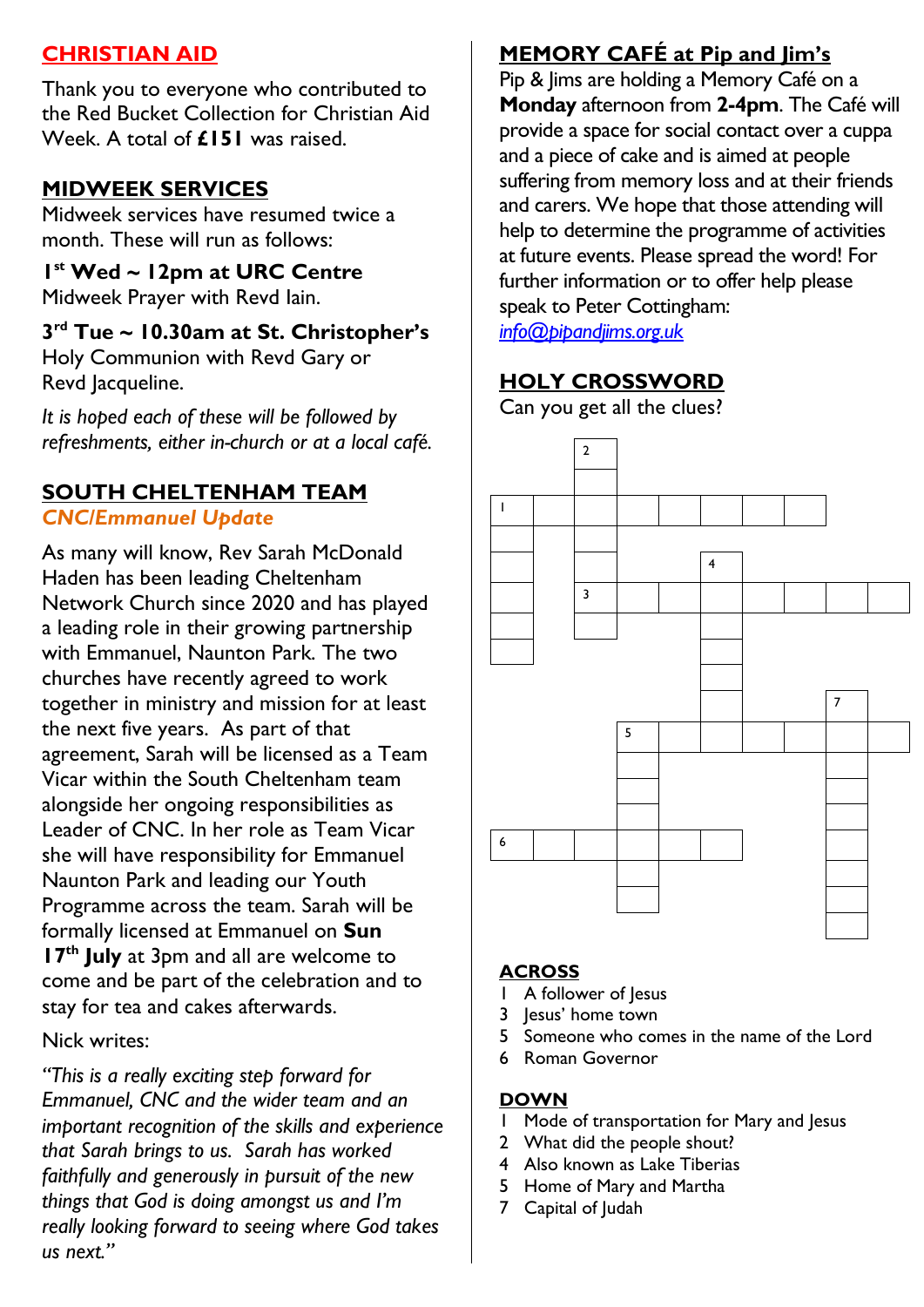## CHRISTIAN AID

Thank you to everyone who contributed to the Red Bucket Collection for Christian Aid Week. A total of **£151** was raised.

## MIDWEEK SERVICES

Midweek services have resumed twice a month. These will run as follows:

**1st Wed ~ 12pm at URC Centre**
Midweek Prayer with Revd Iain.

**3rd Tue ~ 10.30am at St. Christopher's**
Holy Communion with Revd Gary or Revd Jacqueline.

*It is hoped each of these will be followed by refreshments, either in-church or at a local café.*

## SOUTH CHELTENHAM TEAM

### *CNC/Emmanuel Update*

As many will know, Rev Sarah McDonald Haden has been leading Cheltenham Network Church since 2020 and has played a leading role in their growing partnership with Emmanuel, Naunton Park. The two churches have recently agreed to work together in ministry and mission for at least the next five years. As part of that agreement, Sarah will be licensed as a Team Vicar within the South Cheltenham team alongside her ongoing responsibilities as Leader of CNC. In her role as Team Vicar she will have responsibility for Emmanuel Naunton Park and leading our Youth Programme across the team. Sarah will be formally licensed at Emmanuel on **Sun 17th July** at 3pm and all are welcome to come and be part of the celebration and to stay for tea and cakes afterwards.

Nick writes:

*"This is a really exciting step forward for Emmanuel, CNC and the wider team and an important recognition of the skills and experience that Sarah brings to us. Sarah has worked faithfully and generously in pursuit of the new things that God is doing amongst us and I'm really looking forward to seeing where God takes us next."*

## MEMORY CAFÉ at Pip and Jim's

Pip & Jims are holding a Memory Café on a **Monday** afternoon from **2-4pm**. The Café will provide a space for social contact over a cuppa and a piece of cake and is aimed at people suffering from memory loss and at their friends and carers. We hope that those attending will help to determine the programme of activities at future events. Please spread the word! For further information or to offer help please speak to Peter Cottingham: *info@pipandjims.org.uk*

## HOLY CROSSWORD

Can you get all the clues?

**ACROSS**
1 A follower of Jesus
3 Jesus' home town
5 Someone who comes in the name of the Lord
6 Roman Governor

**DOWN**
1 Mode of transportation for Mary and Jesus
2 What did the people shout?
4 Also known as Lake Tiberias
5 Home of Mary and Martha
7 Capital of Judah